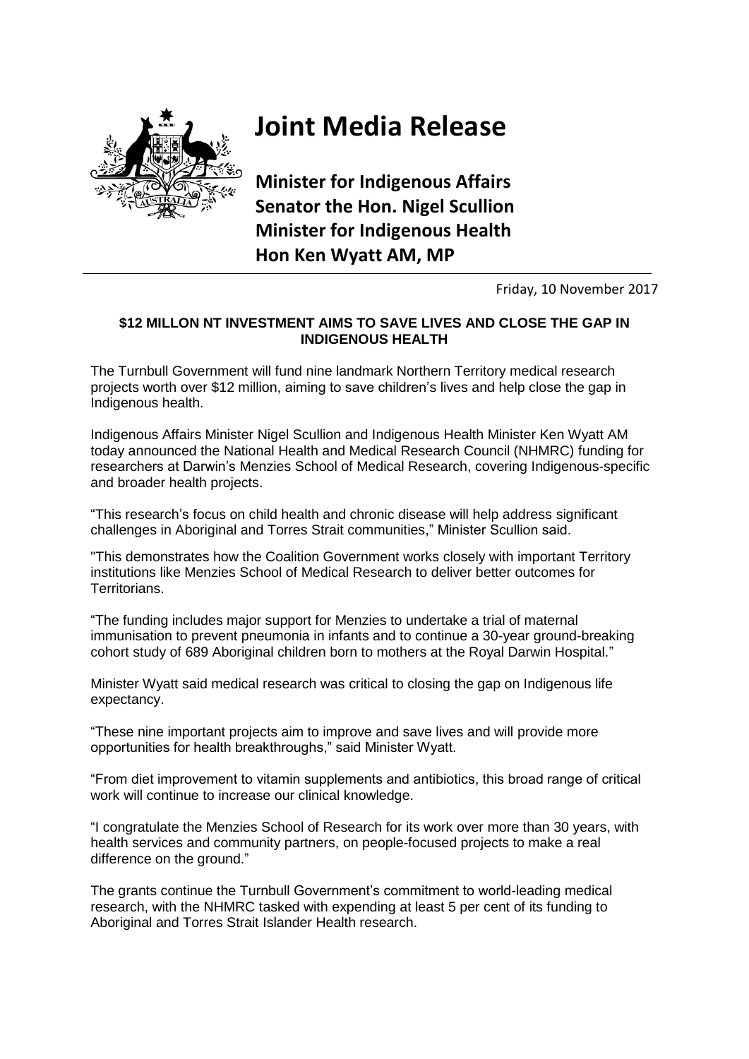# Joint Media Release

**Minister for Indigenous Affairs**
**Senator the Hon. Nigel Scullion**
**Minister for Indigenous Health**
**Hon Ken Wyatt AM, MP**

Friday, 10 November 2017

**$12 MILLON NT INVESTMENT AIMS TO SAVE LIVES AND CLOSE THE GAP IN INDIGENOUS HEALTH**

The Turnbull Government will fund nine landmark Northern Territory medical research projects worth over $12 million, aiming to save children's lives and help close the gap in Indigenous health.

Indigenous Affairs Minister Nigel Scullion and Indigenous Health Minister Ken Wyatt AM today announced the National Health and Medical Research Council (NHMRC) funding for researchers at Darwin's Menzies School of Medical Research, covering Indigenous-specific and broader health projects.

"This research's focus on child health and chronic disease will help address significant challenges in Aboriginal and Torres Strait communities," Minister Scullion said.

"This demonstrates how the Coalition Government works closely with important Territory institutions like Menzies School of Medical Research to deliver better outcomes for Territorians.

"The funding includes major support for Menzies to undertake a trial of maternal immunisation to prevent pneumonia in infants and to continue a 30-year ground-breaking cohort study of 689 Aboriginal children born to mothers at the Royal Darwin Hospital."

Minister Wyatt said medical research was critical to closing the gap on Indigenous life expectancy.

"These nine important projects aim to improve and save lives and will provide more opportunities for health breakthroughs," said Minister Wyatt.

"From diet improvement to vitamin supplements and antibiotics, this broad range of critical work will continue to increase our clinical knowledge.

"I congratulate the Menzies School of Research for its work over more than 30 years, with health services and community partners, on people-focused projects to make a real difference on the ground."

The grants continue the Turnbull Government's commitment to world-leading medical research, with the NHMRC tasked with expending at least 5 per cent of its funding to Aboriginal and Torres Strait Islander Health research.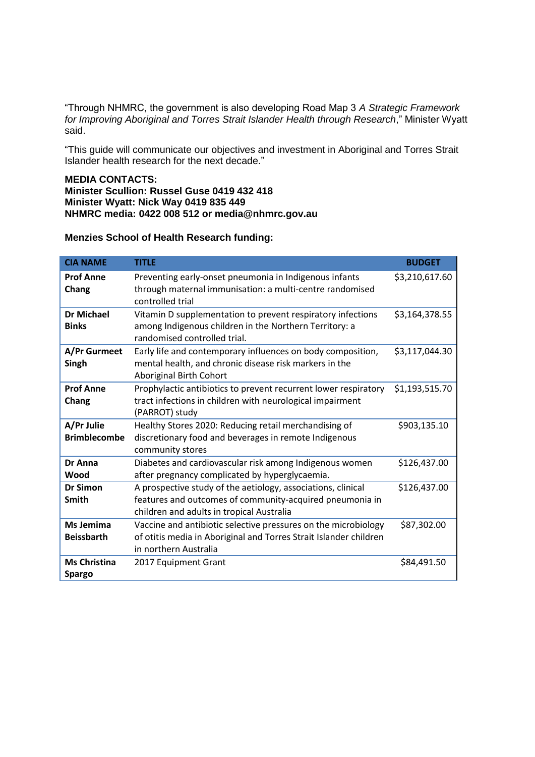“Through NHMRC, the government is also developing Road Map 3 *A Strategic Framework for Improving Aboriginal and Torres Strait Islander Health through Research*,” Minister Wyatt said.

“This guide will communicate our objectives and investment in Aboriginal and Torres Strait Islander health research for the next decade.”

**MEDIA CONTACTS:**
**Minister Scullion: Russel Guse 0419 432 418**
**Minister Wyatt: Nick Way 0419 835 449**
**NHMRC media: 0422 008 512 or media@nhmrc.gov.au**

**Menzies School of Health Research funding:**

| CIA NAME | TITLE | BUDGET |
|---|---|---|
| **Prof Anne Chang** | Preventing early-onset pneumonia in Indigenous infants through maternal immunisation: a multi-centre randomised controlled trial | $3,210,617.60 |
| **Dr Michael Binks** | Vitamin D supplementation to prevent respiratory infections among Indigenous children in the Northern Territory: a randomised controlled trial. | $3,164,378.55 |
| **A/Pr Gurmeet Singh** | Early life and contemporary influences on body composition, mental health, and chronic disease risk markers in the Aboriginal Birth Cohort | $3,117,044.30 |
| **Prof Anne Chang** | Prophylactic antibiotics to prevent recurrent lower respiratory tract infections in children with neurological impairment (PARROT) study | $1,193,515.70 |
| **A/Pr Julie Brimblecombe** | Healthy Stores 2020: Reducing retail merchandising of discretionary food and beverages in remote Indigenous community stores | $903,135.10 |
| **Dr Anna Wood** | Diabetes and cardiovascular risk among Indigenous women after pregnancy complicated by hyperglycaemia. | $126,437.00 |
| **Dr Simon Smith** | A prospective study of the aetiology, associations, clinical features and outcomes of community-acquired pneumonia in children and adults in tropical Australia | $126,437.00 |
| **Ms Jemima Beissbarth** | Vaccine and antibiotic selective pressures on the microbiology of otitis media in Aboriginal and Torres Strait Islander children in northern Australia | $87,302.00 |
| **Ms Christina Spargo** | 2017 Equipment Grant | $84,491.50 |